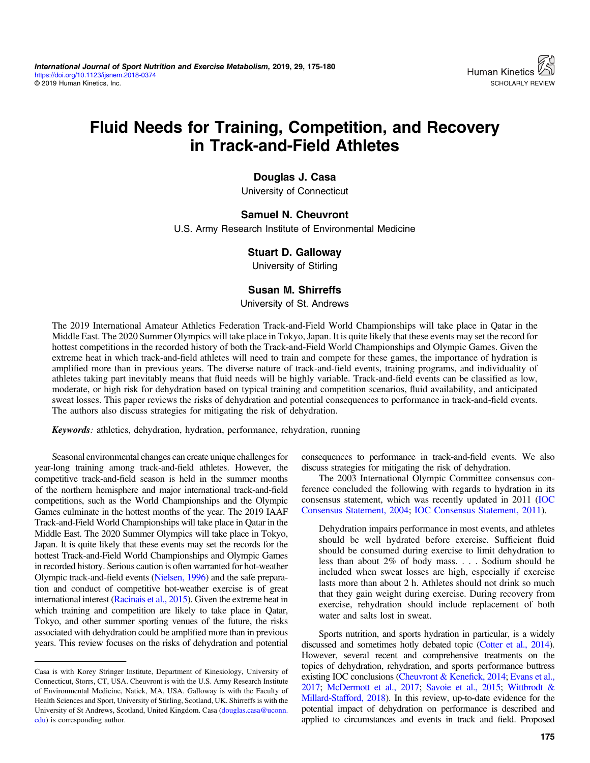# Fluid Needs for Training, Competition, and Recovery in Track-and-Field Athletes

**Douglas J. Casa**
University of Connecticut

**Samuel N. Cheuvront**
U.S. Army Research Institute of Environmental Medicine

**Stuart D. Galloway**
University of Stirling

**Susan M. Shirreffs**
University of St. Andrews

The 2019 International Amateur Athletics Federation Track-and-Field World Championships will take place in Qatar in the Middle East. The 2020 Summer Olympics will take place in Tokyo, Japan. It is quite likely that these events may set the record for hottest competitions in the recorded history of both the Track-and-Field World Championships and Olympic Games. Given the extreme heat in which track-and-field athletes will need to train and compete for these games, the importance of hydration is amplified more than in previous years. The diverse nature of track-and-field events, training programs, and individuality of athletes taking part inevitably means that fluid needs will be highly variable. Track-and-field events can be classified as low, moderate, or high risk for dehydration based on typical training and competition scenarios, fluid availability, and anticipated sweat losses. This paper reviews the risks of dehydration and potential consequences to performance in track-and-field events. The authors also discuss strategies for mitigating the risk of dehydration.

***Keywords**:* athletics, dehydration, hydration, performance, rehydration, running

Seasonal environmental changes can create unique challenges for year-long training among track-and-field athletes. However, the competitive track-and-field season is held in the summer months of the northern hemisphere and major international track-and-field competitions, such as the World Championships and the Olympic Games culminate in the hottest months of the year. The 2019 IAAF Track-and-Field World Championships will take place in Qatar in the Middle East. The 2020 Summer Olympics will take place in Tokyo, Japan. It is quite likely that these events may set the records for the hottest Track-and-Field World Championships and Olympic Games in recorded history. Serious caution is often warranted for hot-weather Olympic track-and-field events (Nielsen, 1996) and the safe preparation and conduct of competitive hot-weather exercise is of great international interest (Racinais et al., 2015). Given the extreme heat in which training and competition are likely to take place in Qatar, Tokyo, and other summer sporting venues of the future, the risks associated with dehydration could be amplified more than in previous years. This review focuses on the risks of dehydration and potential consequences to performance in track-and-field events. We also discuss strategies for mitigating the risk of dehydration.

The 2003 International Olympic Committee consensus conference concluded the following with regards to hydration in its consensus statement, which was recently updated in 2011 (IOC Consensus Statement, 2004; IOC Consensus Statement, 2011).

> Dehydration impairs performance in most events, and athletes should be well hydrated before exercise. Sufficient fluid should be consumed during exercise to limit dehydration to less than about 2% of body mass. . . . Sodium should be included when sweat losses are high, especially if exercise lasts more than about 2 h. Athletes should not drink so much that they gain weight during exercise. During recovery from exercise, rehydration should include replacement of both water and salts lost in sweat.

Sports nutrition, and sports hydration in particular, is a widely discussed and sometimes hotly debated topic (Cotter et al., 2014). However, several recent and comprehensive treatments on the topics of dehydration, rehydration, and sports performance buttress existing IOC conclusions (Cheuvront & Kenefick, 2014; Evans et al., 2017; McDermott et al., 2017; Savoie et al., 2015; Wittbrodt & Millard-Stafford, 2018). In this review, up-to-date evidence for the potential impact of dehydration on performance is described and applied to circumstances and events in track and field. Proposed

---

Casa is with Korey Stringer Institute, Department of Kinesiology, University of Connecticut, Storrs, CT, USA. Cheuvront is with the U.S. Army Research Institute of Environmental Medicine, Natick, MA, USA. Galloway is with the Faculty of Health Sciences and Sport, University of Stirling, Scotland, UK. Shirreffs is with the University of St Andrews, Scotland, United Kingdom. Casa (douglas.casa@uconn.edu) is corresponding author.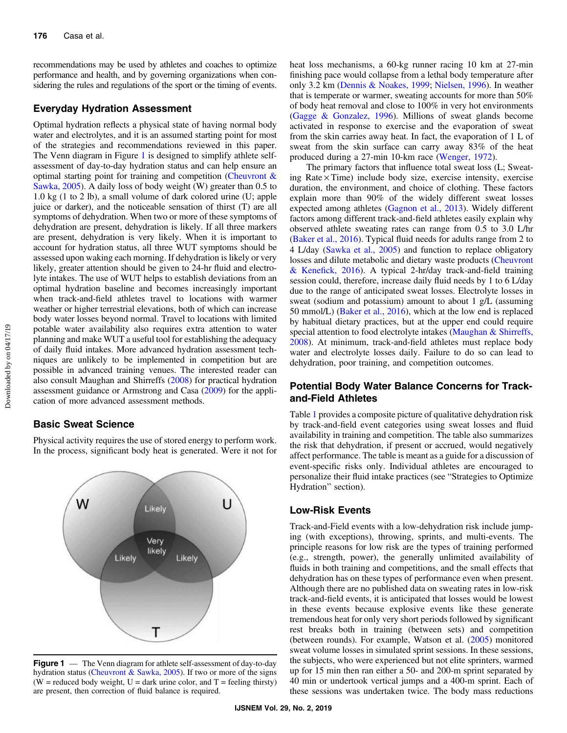recommendations may be used by athletes and coaches to optimize performance and health, and by governing organizations when considering the rules and regulations of the sport or the timing of events.

## Everyday Hydration Assessment

Optimal hydration reflects a physical state of having normal body water and electrolytes, and it is an assumed starting point for most of the strategies and recommendations reviewed in this paper. The Venn diagram in Figure 1 is designed to simplify athlete self-assessment of day-to-day hydration status and can help ensure an optimal starting point for training and competition (Cheuvront & Sawka, 2005). A daily loss of body weight (W) greater than 0.5 to 1.0 kg (1 to 2 lb), a small volume of dark colored urine (U; apple juice or darker), and the noticeable sensation of thirst (T) are all symptoms of dehydration. When two or more of these symptoms of dehydration are present, dehydration is likely. If all three markers are present, dehydration is very likely. When it is important to account for hydration status, all three WUT symptoms should be assessed upon waking each morning. If dehydration is likely or very likely, greater attention should be given to 24-hr fluid and electrolyte intakes. The use of WUT helps to establish deviations from an optimal hydration baseline and becomes increasingly important when track-and-field athletes travel to locations with warmer weather or higher terrestrial elevations, both of which can increase body water losses beyond normal. Travel to locations with limited potable water availability also requires extra attention to water planning and make WUT a useful tool for establishing the adequacy of daily fluid intakes. More advanced hydration assessment techniques are unlikely to be implemented in competition but are possible in advanced training venues. The interested reader can also consult Maughan and Shirreffs (2008) for practical hydration assessment guidance or Armstrong and Casa (2009) for the application of more advanced assessment methods.

## Basic Sweat Science

Physical activity requires the use of stored energy to perform work. In the process, significant body heat is generated. Were it not for heat loss mechanisms, a 60-kg runner racing 10 km at 27-min finishing pace would collapse from a lethal body temperature after only 3.2 km (Dennis & Noakes, 1999; Nielsen, 1996). In weather that is temperate or warmer, sweating accounts for more than 50% of body heat removal and close to 100% in very hot environments (Gagge & Gonzalez, 1996). Millions of sweat glands become activated in response to exercise and the evaporation of sweat from the skin carries away heat. In fact, the evaporation of 1 L of sweat from the skin surface can carry away 83% of the heat produced during a 27-min 10-km race (Wenger, 1972).

The primary factors that influence total sweat loss (L; Sweating Rate × Time) include body size, exercise intensity, exercise duration, the environment, and choice of clothing. These factors explain more than 90% of the widely different sweat losses expected among athletes (Gagnon et al., 2013). Widely different factors among different track-and-field athletes easily explain why observed athlete sweating rates can range from 0.5 to 3.0 L/hr (Baker et al., 2016). Typical fluid needs for adults range from 2 to 4 L/day (Sawka et al., 2005) and function to replace obligatory losses and dilute metabolic and dietary waste products (Cheuvront & Kenefick, 2016). A typical 2-hr/day track-and-field training session could, therefore, increase daily fluid needs by 1 to 6 L/day due to the range of anticipated sweat losses. Electrolyte losses in sweat (sodium and potassium) amount to about 1 g/L (assuming 50 mmol/L) (Baker et al., 2016), which at the low end is replaced by habitual dietary practices, but at the upper end could require special attention to food electrolyte intakes (Maughan & Shirreffs, 2008). At minimum, track-and-field athletes must replace body water and electrolyte losses daily. Failure to do so can lead to dehydration, poor training, and competition outcomes.

**Figure 1** — The Venn diagram for athlete self-assessment of day-to-day hydration status (Cheuvront & Sawka, 2005). If two or more of the signs (W = reduced body weight, U = dark urine color, and T = feeling thirsty) are present, then correction of fluid balance is required.

## Potential Body Water Balance Concerns for Track-and-Field Athletes

Table 1 provides a composite picture of qualitative dehydration risk by track-and-field event categories using sweat losses and fluid availability in training and competition. The table also summarizes the risk that dehydration, if present or accrued, would negatively affect performance. The table is meant as a guide for a discussion of event-specific risks only. Individual athletes are encouraged to personalize their fluid intake practices (see "Strategies to Optimize Hydration" section).

## Low-Risk Events

Track-and-Field events with a low-dehydration risk include jumping (with exceptions), throwing, sprints, and multi-events. The principle reasons for low risk are the types of training performed (e.g., strength, power), the generally unlimited availability of fluids in both training and competitions, and the small effects that dehydration has on these types of performance even when present. Although there are no published data on sweating rates in low-risk track-and-field events, it is anticipated that losses would be lowest in these events because explosive events like these generate tremendous heat for only very short periods followed by significant rest breaks both in training (between sets) and competition (between rounds). For example, Watson et al. (2005) monitored sweat volume losses in simulated sprint sessions. In these sessions, the subjects, who were experienced but not elite sprinters, warmed up for 15 min then ran either a 50- and 200-m sprint separated by 40 min or undertook vertical jumps and a 400-m sprint. Each of these sessions was undertaken twice. The body mass reductions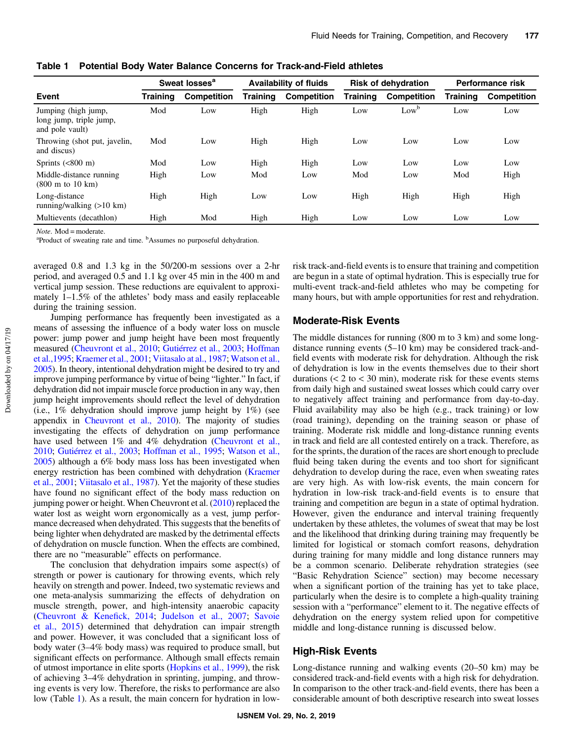**Table 1 Potential Body Water Balance Concerns for Track-and-Field athletes**

| Event | Sweat losses[a] | | Availability of fluids | | Risk of dehydration | | Performance risk | |
|---|---|---|---|---|---|---|---|---|
| | Training | Competition | Training | Competition | Training | Competition | Training | Competition |
| Jumping (high jump, long jump, triple jump, and pole vault) | Mod | Low | High | High | Low | Low[b] | Low | Low |
| Throwing (shot put, javelin, and discus) | Mod | Low | High | High | Low | Low | Low | Low |
| Sprints (<800 m) | Mod | Low | High | High | Low | Low | Low | Low |
| Middle-distance running (800 m to 10 km) | High | Low | Mod | Low | Mod | Low | Mod | High |
| Long-distance running/walking (>10 km) | High | High | Low | Low | High | High | High | High |
| Multievents (decathlon) | High | Mod | High | High | Low | Low | Low | Low |

*Note*. Mod = moderate.
[a]Product of sweating rate and time. [b]Assumes no purposeful dehydration.

averaged 0.8 and 1.3 kg in the 50/200-m sessions over a 2-hr period, and averaged 0.5 and 1.1 kg over 45 min in the 400 m and vertical jump session. These reductions are equivalent to approximately 1–1.5% of the athletes' body mass and easily replaceable during the training session.

Jumping performance has frequently been investigated as a means of assessing the influence of a body water loss on muscle power: jump power and jump height have been most frequently measured (Cheuvront et al., 2010; Gutiérrez et al., 2003; Hoffman et al.,1995; Kraemer et al., 2001; Viitasalo at al., 1987; Watson et al., 2005). In theory, intentional dehydration might be desired to try and improve jumping performance by virtue of being "lighter." In fact, if dehydration did not impair muscle force production in any way, then jump height improvements should reflect the level of dehydration (i.e., 1% dehydration should improve jump height by 1%) (see appendix in Cheuvront et al., 2010). The majority of studies investigating the effects of dehydration on jump performance have used between 1% and 4% dehydration (Cheuvront et al., 2010; Gutiérrez et al., 2003; Hoffman et al., 1995; Watson et al., 2005) although a 6% body mass loss has been investigated when energy restriction has been combined with dehydration (Kraemer et al., 2001; Viitasalo et al., 1987). Yet the majority of these studies have found no significant effect of the body mass reduction on jumping power or height. When Cheuvront et al. (2010) replaced the water lost as weight worn ergonomically as a vest, jump performance decreased when dehydrated. This suggests that the benefits of being lighter when dehydrated are masked by the detrimental effects of dehydration on muscle function. When the effects are combined, there are no "measurable" effects on performance.

The conclusion that dehydration impairs some aspect(s) of strength or power is cautionary for throwing events, which rely heavily on strength and power. Indeed, two systematic reviews and one meta-analysis summarizing the effects of dehydration on muscle strength, power, and high-intensity anaerobic capacity (Cheuvront & Kenefick, 2014; Judelson et al., 2007; Savoie et al., 2015) determined that dehydration can impair strength and power. However, it was concluded that a significant loss of body water (3–4% body mass) was required to produce small, but significant effects on performance. Although small effects remain of utmost importance in elite sports (Hopkins et al., 1999), the risk of achieving 3–4% dehydration in sprinting, jumping, and throwing events is very low. Therefore, the risks to performance are also low (Table 1). As a result, the main concern for hydration in low-risk track-and-field events is to ensure that training and competition are begun in a state of optimal hydration. This is especially true for multi-event track-and-field athletes who may be competing for many hours, but with ample opportunities for rest and rehydration.

## Moderate-Risk Events

The middle distances for running (800 m to 3 km) and some long-distance running events (5–10 km) may be considered track-and-field events with moderate risk for dehydration. Although the risk of dehydration is low in the events themselves due to their short durations (< 2 to < 30 min), moderate risk for these events stems from daily high and sustained sweat losses which could carry over to negatively affect training and performance from day-to-day. Fluid availability may also be high (e.g., track training) or low (road training), depending on the training season or phase of training. Moderate risk middle and long-distance running events in track and field are all contested entirely on a track. Therefore, as for the sprints, the duration of the races are short enough to preclude fluid being taken during the events and too short for significant dehydration to develop during the race, even when sweating rates are very high. As with low-risk events, the main concern for hydration in low-risk track-and-field events is to ensure that training and competition are begun in a state of optimal hydration. However, given the endurance and interval training frequently undertaken by these athletes, the volumes of sweat that may be lost and the likelihood that drinking during training may frequently be limited for logistical or stomach comfort reasons, dehydration during training for many middle and long distance runners may be a common scenario. Deliberate rehydration strategies (see "Basic Rehydration Science" section) may become necessary when a significant portion of the training has yet to take place, particularly when the desire is to complete a high-quality training session with a "performance" element to it. The negative effects of dehydration on the energy system relied upon for competitive middle and long-distance running is discussed below.

## High-Risk Events

Long-distance running and walking events (20–50 km) may be considered track-and-field events with a high risk for dehydration. In comparison to the other track-and-field events, there has been a considerable amount of both descriptive research into sweat losses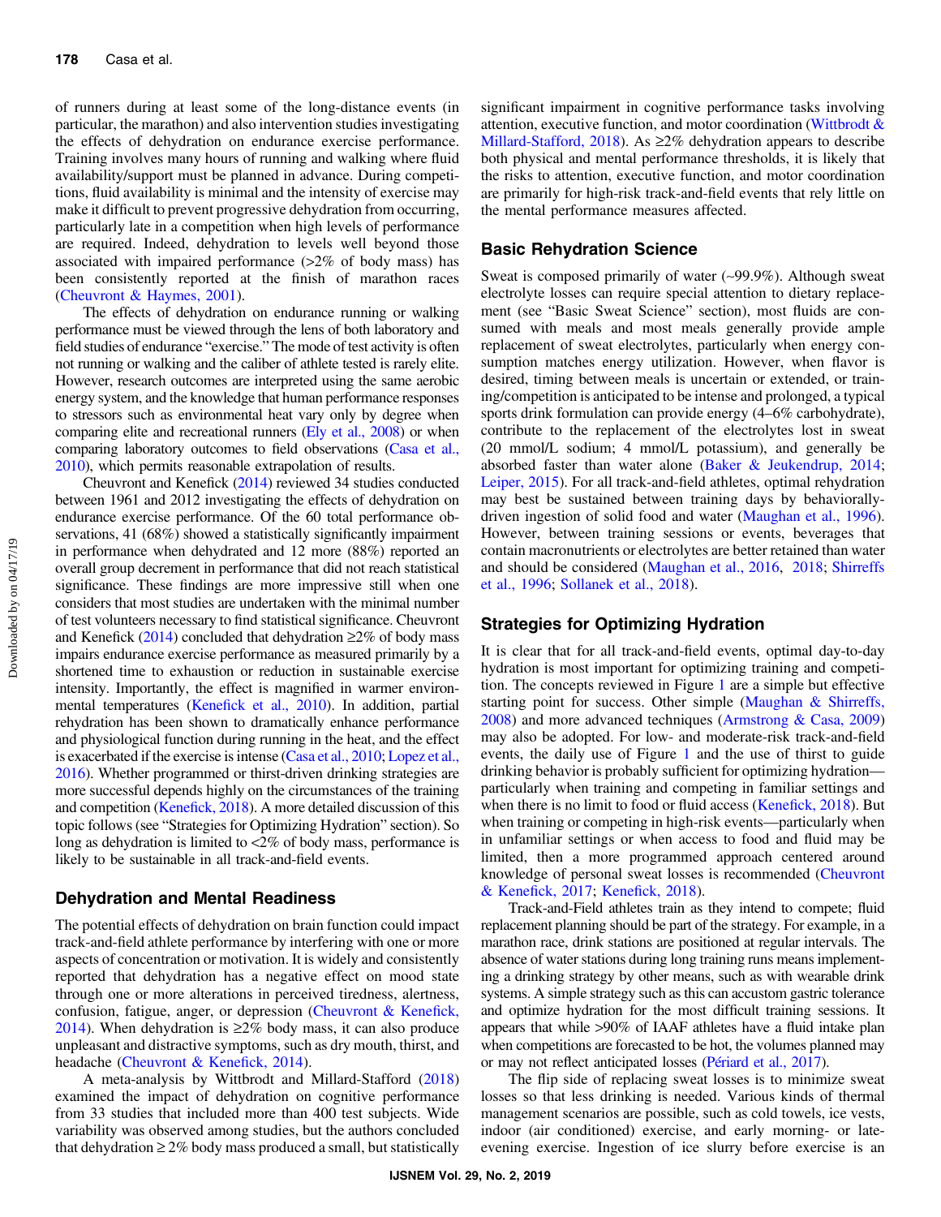of runners during at least some of the long-distance events (in particular, the marathon) and also intervention studies investigating the effects of dehydration on endurance exercise performance. Training involves many hours of running and walking where fluid availability/support must be planned in advance. During competitions, fluid availability is minimal and the intensity of exercise may make it difficult to prevent progressive dehydration from occurring, particularly late in a competition when high levels of performance are required. Indeed, dehydration to levels well beyond those associated with impaired performance (>2% of body mass) has been consistently reported at the finish of marathon races (Cheuvront & Haymes, 2001).

The effects of dehydration on endurance running or walking performance must be viewed through the lens of both laboratory and field studies of endurance "exercise." The mode of test activity is often not running or walking and the caliber of athlete tested is rarely elite. However, research outcomes are interpreted using the same aerobic energy system, and the knowledge that human performance responses to stressors such as environmental heat vary only by degree when comparing elite and recreational runners (Ely et al., 2008) or when comparing laboratory outcomes to field observations (Casa et al., 2010), which permits reasonable extrapolation of results.

Cheuvront and Kenefick (2014) reviewed 34 studies conducted between 1961 and 2012 investigating the effects of dehydration on endurance exercise performance. Of the 60 total performance observations, 41 (68%) showed a statistically significantly impairment in performance when dehydrated and 12 more (88%) reported an overall group decrement in performance that did not reach statistical significance. These findings are more impressive still when one considers that most studies are undertaken with the minimal number of test volunteers necessary to find statistical significance. Cheuvront and Kenefick (2014) concluded that dehydration ≥2% of body mass impairs endurance exercise performance as measured primarily by a shortened time to exhaustion or reduction in sustainable exercise intensity. Importantly, the effect is magnified in warmer environmental temperatures (Kenefick et al., 2010). In addition, partial rehydration has been shown to dramatically enhance performance and physiological function during running in the heat, and the effect is exacerbated if the exercise is intense (Casa et al., 2010; Lopez et al., 2016). Whether programmed or thirst-driven drinking strategies are more successful depends highly on the circumstances of the training and competition (Kenefick, 2018). A more detailed discussion of this topic follows (see "Strategies for Optimizing Hydration" section). So long as dehydration is limited to <2% of body mass, performance is likely to be sustainable in all track-and-field events.

## Dehydration and Mental Readiness

The potential effects of dehydration on brain function could impact track-and-field athlete performance by interfering with one or more aspects of concentration or motivation. It is widely and consistently reported that dehydration has a negative effect on mood state through one or more alterations in perceived tiredness, alertness, confusion, fatigue, anger, or depression (Cheuvront & Kenefick, 2014). When dehydration is ≥2% body mass, it can also produce unpleasant and distractive symptoms, such as dry mouth, thirst, and headache (Cheuvront & Kenefick, 2014).

A meta-analysis by Wittbrodt and Millard-Stafford (2018) examined the impact of dehydration on cognitive performance from 33 studies that included more than 400 test subjects. Wide variability was observed among studies, but the authors concluded that dehydration ≥ 2% body mass produced a small, but statistically significant impairment in cognitive performance tasks involving attention, executive function, and motor coordination (Wittbrodt & Millard-Stafford, 2018). As ≥2% dehydration appears to describe both physical and mental performance thresholds, it is likely that the risks to attention, executive function, and motor coordination are primarily for high-risk track-and-field events that rely little on the mental performance measures affected.

## Basic Rehydration Science

Sweat is composed primarily of water (~99.9%). Although sweat electrolyte losses can require special attention to dietary replacement (see "Basic Sweat Science" section), most fluids are consumed with meals and most meals generally provide ample replacement of sweat electrolytes, particularly when energy consumption matches energy utilization. However, when flavor is desired, timing between meals is uncertain or extended, or training/competition is anticipated to be intense and prolonged, a typical sports drink formulation can provide energy (4–6% carbohydrate), contribute to the replacement of the electrolytes lost in sweat (20 mmol/L sodium; 4 mmol/L potassium), and generally be absorbed faster than water alone (Baker & Jeukendrup, 2014; Leiper, 2015). For all track-and-field athletes, optimal rehydration may best be sustained between training days by behaviorally-driven ingestion of solid food and water (Maughan et al., 1996). However, between training sessions or events, beverages that contain macronutrients or electrolytes are better retained than water and should be considered (Maughan et al., 2016, 2018; Shirreffs et al., 1996; Sollanek et al., 2018).

## Strategies for Optimizing Hydration

It is clear that for all track-and-field events, optimal day-to-day hydration is most important for optimizing training and competition. The concepts reviewed in Figure 1 are a simple but effective starting point for success. Other simple (Maughan & Shirreffs, 2008) and more advanced techniques (Armstrong & Casa, 2009) may also be adopted. For low- and moderate-risk track-and-field events, the daily use of Figure 1 and the use of thirst to guide drinking behavior is probably sufficient for optimizing hydration—particularly when training and competing in familiar settings and when there is no limit to food or fluid access (Kenefick, 2018). But when training or competing in high-risk events—particularly when in unfamiliar settings or when access to food and fluid may be limited, then a more programmed approach centered around knowledge of personal sweat losses is recommended (Cheuvront & Kenefick, 2017; Kenefick, 2018).

Track-and-Field athletes train as they intend to compete; fluid replacement planning should be part of the strategy. For example, in a marathon race, drink stations are positioned at regular intervals. The absence of water stations during long training runs means implementing a drinking strategy by other means, such as with wearable drink systems. A simple strategy such as this can accustom gastric tolerance and optimize hydration for the most difficult training sessions. It appears that while >90% of IAAF athletes have a fluid intake plan when competitions are forecasted to be hot, the volumes planned may or may not reflect anticipated losses (Périard et al., 2017).

The flip side of replacing sweat losses is to minimize sweat losses so that less drinking is needed. Various kinds of thermal management scenarios are possible, such as cold towels, ice vests, indoor (air conditioned) exercise, and early morning- or late-evening exercise. Ingestion of ice slurry before exercise is an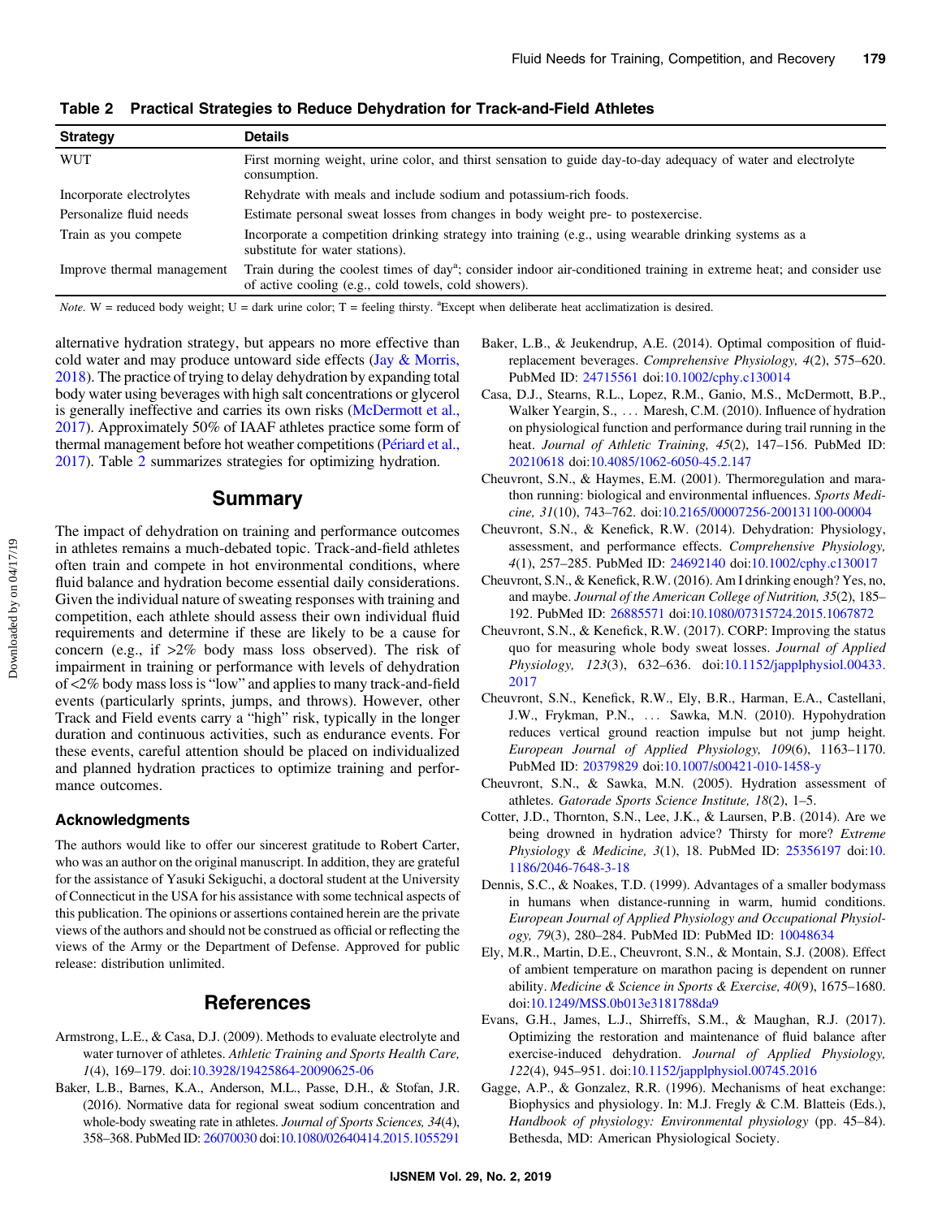**Table 2 Practical Strategies to Reduce Dehydration for Track-and-Field Athletes**

| Strategy | Details |
|---|---|
| WUT | First morning weight, urine color, and thirst sensation to guide day-to-day adequacy of water and electrolyte consumption. |
| Incorporate electrolytes | Rehydrate with meals and include sodium and potassium-rich foods. |
| Personalize fluid needs | Estimate personal sweat losses from changes in body weight pre- to postexercise. |
| Train as you compete | Incorporate a competition drinking strategy into training (e.g., using wearable drinking systems as a substitute for water stations). |
| Improve thermal management | Train during the coolest times of day[a]; consider indoor air-conditioned training in extreme heat; and consider use of active cooling (e.g., cold towels, cold showers). |

*Note.* W = reduced body weight; U = dark urine color; T = feeling thirsty. [a]Except when deliberate heat acclimatization is desired.

alternative hydration strategy, but appears no more effective than cold water and may produce untoward side effects (Jay & Morris, 2018). The practice of trying to delay dehydration by expanding total body water using beverages with high salt concentrations or glycerol is generally ineffective and carries its own risks (McDermott et al., 2017). Approximately 50% of IAAF athletes practice some form of thermal management before hot weather competitions (Périard et al., 2017). Table 2 summarizes strategies for optimizing hydration.

## Summary

The impact of dehydration on training and performance outcomes in athletes remains a much-debated topic. Track-and-field athletes often train and compete in hot environmental conditions, where fluid balance and hydration become essential daily considerations. Given the individual nature of sweating responses with training and competition, each athlete should assess their own individual fluid requirements and determine if these are likely to be a cause for concern (e.g., if >2% body mass loss observed). The risk of impairment in training or performance with levels of dehydration of <2% body mass loss is "low" and applies to many track-and-field events (particularly sprints, jumps, and throws). However, other Track and Field events carry a "high" risk, typically in the longer duration and continuous activities, such as endurance events. For these events, careful attention should be placed on individualized and planned hydration practices to optimize training and performance outcomes.

### Acknowledgments

The authors would like to offer our sincerest gratitude to Robert Carter, who was an author on the original manuscript. In addition, they are grateful for the assistance of Yasuki Sekiguchi, a doctoral student at the University of Connecticut in the USA for his assistance with some technical aspects of this publication. The opinions or assertions contained herein are the private views of the authors and should not be construed as official or reflecting the views of the Army or the Department of Defense. Approved for public release: distribution unlimited.

## References

Armstrong, L.E., & Casa, D.J. (2009). Methods to evaluate electrolyte and water turnover of athletes. *Athletic Training & Sports Health Care, 1*(4), 169–179. doi:10.3928/19425864-20090625-06

Baker, L.B., Barnes, K.A., Anderson, M.L., Passe, D.H., & Stofan, J.R. (2016). Normative data for regional sweat sodium concentration and whole-body sweating rate in athletes. *Journal of Sports Sciences, 34*(4), 358–368. PubMed ID: 26070030 doi:10.1080/02640414.2015.1055291

Baker, L.B., & Jeukendrup, A.E. (2014). Optimal composition of fluid-replacement beverages. *Comprehensive Physiology, 4*(2), 575–620. PubMed ID: 24715561 doi:10.1002/cphy.c130014

Casa, D.J., Stearns, R.L., Lopez, R.M., Ganio, M.S., McDermott, B.P., Walker Yeargin, S., ... Maresh, C.M. (2010). Influence of hydration on physiological function and performance during trail running in the heat. *Journal of Athletic Training, 45*(2), 147–156. PubMed ID: 20210618 doi:10.4085/1062-6050-45.2.147

Cheuvront, S.N., & Haymes, E.M. (2001). Thermoregulation and marathon running: biological and environmental influences. *Sports Medicine, 31*(10), 743–762. doi:10.2165/00007256-200131100-00004

Cheuvront, S.N., & Kenefick, R.W. (2014). Dehydration: Physiology, assessment, and performance effects. *Comprehensive Physiology, 4*(1), 257–285. PubMed ID: 24692140 doi:10.1002/cphy.c130017

Cheuvront, S.N., & Kenefick, R.W. (2016). Am I drinking enough? Yes, no, and maybe. *Journal of the American College of Nutrition, 35*(2), 185–192. PubMed ID: 26885571 doi:10.1080/07315724.2015.1067872

Cheuvront, S.N., & Kenefick, R.W. (2017). CORP: Improving the status quo for measuring whole body sweat losses. *Journal of Applied Physiology, 123*(3), 632–636. doi:10.1152/japplphysiol.00433.2017

Cheuvront, S.N., Kenefick, R.W., Ely, B.R., Harman, E.A., Castellani, J.W., Frykman, P.N., ... Sawka, M.N. (2010). Hypohydration reduces vertical ground reaction impulse but not jump height. *European Journal of Applied Physiology, 109*(6), 1163–1170. PubMed ID: 20379829 doi:10.1007/s00421-010-1458-y

Cheuvront, S.N., & Sawka, M.N. (2005). Hydration assessment of athletes. *Gatorade Sports Science Institute, 18*(2), 1–5.

Cotter, J.D., Thornton, S.N., Lee, J.K., & Laursen, P.B. (2014). Are we being drowned in hydration advice? Thirsty for more? *Extreme Physiology & Medicine, 3*(1), 18. PubMed ID: 25356197 doi:10.1186/2046-7648-3-18

Dennis, S.C., & Noakes, T.D. (1999). Advantages of a smaller bodymass in humans when distance-running in warm, humid conditions. *European Journal of Applied Physiology and Occupational Physiology, 79*(3), 280–284. PubMed ID: PubMed ID: 10048634

Ely, M.R., Martin, D.E., Cheuvront, S.N., & Montain, S.J. (2008). Effect of ambient temperature on marathon pacing is dependent on runner ability. *Medicine & Science in Sports & Exercise, 40*(9), 1675–1680. doi:10.1249/MSS.0b013e3181788da9

Evans, G.H., James, L.J., Shirreffs, S.M., & Maughan, R.J. (2017). Optimizing the restoration and maintenance of fluid balance after exercise-induced dehydration. *Journal of Applied Physiology, 122*(4), 945–951. doi:10.1152/japplphysiol.00745.2016

Gagge, A.P., & Gonzalez, R.R. (1996). Mechanisms of heat exchange: Biophysics and physiology. In: M.J. Fregly & C.M. Blatteis (Eds.), *Handbook of physiology: Environmental physiology* (pp. 45–84). Bethesda, MD: American Physiological Society.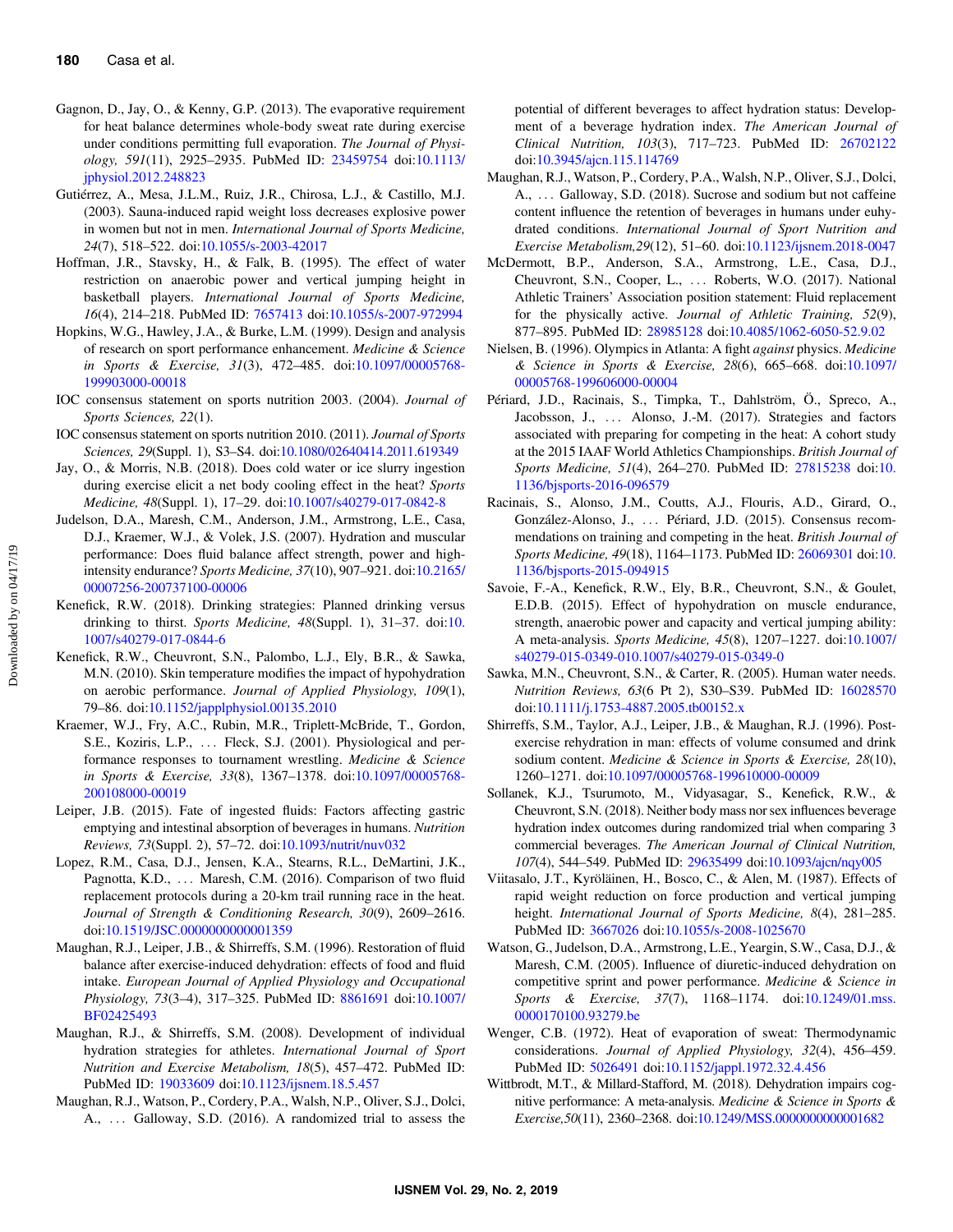Gagnon, D., Jay, O., & Kenny, G.P. (2013). The evaporative requirement for heat balance determines whole-body sweat rate during exercise under conditions permitting full evaporation. *The Journal of Physiology, 591*(11), 2925–2935. PubMed ID: 23459754 doi:10.1113/jphysiol.2012.248823

Gutiérrez, A., Mesa, J.L.M., Ruiz, J.R., Chirosa, L.J., & Castillo, M.J. (2003). Sauna-induced rapid weight loss decreases explosive power in women but not in men. *International Journal of Sports Medicine, 24*(7), 518–522. doi:10.1055/s-2003-42017

Hoffman, J.R., Stavsky, H., & Falk, B. (1995). The effect of water restriction on anaerobic power and vertical jumping height in basketball players. *International Journal of Sports Medicine, 16*(4), 214–218. PubMed ID: 7657413 doi:10.1055/s-2007-972994

Hopkins, W.G., Hawley, J.A., & Burke, L.M. (1999). Design and analysis of research on sport performance enhancement. *Medicine & Science in Sports & Exercise, 31*(3), 472–485. doi:10.1097/00005768-199903000-00018

IOC consensus statement on sports nutrition 2003. (2004). *Journal of Sports Sciences, 22*(1).

IOC consensus statement on sports nutrition 2010. (2011). *Journal of Sports Sciences, 29*(Suppl. 1), S3–S4. doi:10.1080/02640414.2011.619349

Jay, O., & Morris, N.B. (2018). Does cold water or ice slurry ingestion during exercise elicit a net body cooling effect in the heat? *Sports Medicine, 48*(Suppl. 1), 17–29. doi:10.1007/s40279-017-0842-8

Judelson, D.A., Maresh, C.M., Anderson, J.M., Armstrong, L.E., Casa, D.J., Kraemer, W.J., & Volek, J.S. (2007). Hydration and muscular performance: Does fluid balance affect strength, power and high-intensity endurance? *Sports Medicine, 37*(10), 907–921. doi:10.2165/00007256-200737100-00006

Kenefick, R.W. (2018). Drinking strategies: Planned drinking versus drinking to thirst. *Sports Medicine, 48*(Suppl. 1), 31–37. doi:10.1007/s40279-017-0844-6

Kenefick, R.W., Cheuvront, S.N., Palombo, L.J., Ely, B.R., & Sawka, M.N. (2010). Skin temperature modifies the impact of hypohydration on aerobic performance. *Journal of Applied Physiology, 109*(1), 79–86. doi:10.1152/japplphysiol.00135.2010

Kraemer, W.J., Fry, A.C., Rubin, M.R., Triplett-McBride, T., Gordon, S.E., Koziris, L.P., … Fleck, S.J. (2001). Physiological and performance responses to tournament wrestling. *Medicine & Science in Sports & Exercise, 33*(8), 1367–1378. doi:10.1097/00005768-200108000-00019

Leiper, J.B. (2015). Fate of ingested fluids: Factors affecting gastric emptying and intestinal absorption of beverages in humans. *Nutrition Reviews, 73*(Suppl. 2), 57–72. doi:10.1093/nutrit/nuv032

Lopez, R.M., Casa, D.J., Jensen, K.A., Stearns, R.L., DeMartini, J.K., Pagnotta, K.D., … Maresh, C.M. (2016). Comparison of two fluid replacement protocols during a 20-km trail running race in the heat. *Journal of Strength & Conditioning Research, 30*(9), 2609–2616. doi:10.1519/JSC.0000000000001359

Maughan, R.J., Leiper, J.B., & Shirreffs, S.M. (1996). Restoration of fluid balance after exercise-induced dehydration: effects of food and fluid intake. *European Journal of Applied Physiology and Occupational Physiology, 73*(3–4), 317–325. PubMed ID: 8861691 doi:10.1007/BF02425493

Maughan, R.J., & Shirreffs, S.M. (2008). Development of individual hydration strategies for athletes. *International Journal of Sport Nutrition and Exercise Metabolism, 18*(5), 457–472. PubMed ID: PubMed ID: 19033609 doi:10.1123/ijsnem.18.5.457

Maughan, R.J., Watson, P., Cordery, P.A., Walsh, N.P., Oliver, S.J., Dolci, A., … Galloway, S.D. (2016). A randomized trial to assess the potential of different beverages to affect hydration status: Development of a beverage hydration index. *The American Journal of Clinical Nutrition, 103*(3), 717–723. PubMed ID: 26702122 doi:10.3945/ajcn.115.114769

Maughan, R.J., Watson, P., Cordery, P.A., Walsh, N.P., Oliver, S.J., Dolci, A., … Galloway, S.D. (2018). Sucrose and sodium but not caffeine content influence the retention of beverages in humans under euhydrated conditions. *International Journal of Sport Nutrition and Exercise Metabolism,29*(12), 51–60. doi:10.1123/ijsnem.2018-0047

McDermott, B.P., Anderson, S.A., Armstrong, L.E., Casa, D.J., Cheuvront, S.N., Cooper, L., … Roberts, W.O. (2017). National Athletic Trainers' Association position statement: Fluid replacement for the physically active. *Journal of Athletic Training, 52*(9), 877–895. PubMed ID: 28985128 doi:10.4085/1062-6050-52.9.02

Nielsen, B. (1996). Olympics in Atlanta: A fight *against* physics. *Medicine & Science in Sports & Exercise, 28*(6), 665–668. doi:10.1097/00005768-199606000-00004

Périard, J.D., Racinais, S., Timpka, T., Dahlström, Ö., Spreco, A., Jacobsson, J., … Alonso, J.-M. (2017). Strategies and factors associated with preparing for competing in the heat: A cohort study at the 2015 IAAF World Athletics Championships. *British Journal of Sports Medicine, 51*(4), 264–270. PubMed ID: 27815238 doi:10.1136/bjsports-2016-096579

Racinais, S., Alonso, J.M., Coutts, A.J., Flouris, A.D., Girard, O., González-Alonso, J., … Périard, J.D. (2015). Consensus recommendations on training and competing in the heat. *British Journal of Sports Medicine, 49*(18), 1164–1173. PubMed ID: 26069301 doi:10.1136/bjsports-2015-094915

Savoie, F.-A., Kenefick, R.W., Ely, B.R., Cheuvront, S.N., & Goulet, E.D.B. (2015). Effect of hypohydration on muscle endurance, strength, anaerobic power and capacity and vertical jumping ability: A meta-analysis. *Sports Medicine, 45*(8), 1207–1227. doi:10.1007/s40279-015-0349-010.1007/s40279-015-0349-0

Sawka, M.N., Cheuvront, S.N., & Carter, R. (2005). Human water needs. *Nutrition Reviews, 63*(6 Pt 2), S30–S39. PubMed ID: 16028570 doi:10.1111/j.1753-4887.2005.tb00152.x

Shirreffs, S.M., Taylor, A.J., Leiper, J.B., & Maughan, R.J. (1996). Post-exercise rehydration in man: effects of volume consumed and drink sodium content. *Medicine & Science in Sports & Exercise, 28*(10), 1260–1271. doi:10.1097/00005768-199610000-00009

Sollanek, K.J., Tsurumoto, M., Vidyasagar, S., Kenefick, R.W., & Cheuvront, S.N. (2018). Neither body mass nor sex influences beverage hydration index outcomes during randomized trial when comparing 3 commercial beverages. *The American Journal of Clinical Nutrition, 107*(4), 544–549. PubMed ID: 29635499 doi:10.1093/ajcn/nqy005

Viitasalo, J.T., Kyröläinen, H., Bosco, C., & Alen, M. (1987). Effects of rapid weight reduction on force production and vertical jumping height. *International Journal of Sports Medicine, 8*(4), 281–285. PubMed ID: 3667026 doi:10.1055/s-2008-1025670

Watson, G., Judelson, D.A., Armstrong, L.E., Yeargin, S.W., Casa, D.J., & Maresh, C.M. (2005). Influence of diuretic-induced dehydration on competitive sprint and power performance. *Medicine & Science in Sports & Exercise, 37*(7), 1168–1174. doi:10.1249/01.mss.0000170100.93279.be

Wenger, C.B. (1972). Heat of evaporation of sweat: Thermodynamic considerations. *Journal of Applied Physiology, 32*(4), 456–459. PubMed ID: 5026491 doi:10.1152/jappl.1972.32.4.456

Wittbrodt, M.T., & Millard-Stafford, M. (2018). Dehydration impairs cognitive performance: A meta-analysis. *Medicine & Science in Sports & Exercise,50*(11), 2360–2368. doi:10.1249/MSS.0000000000001682